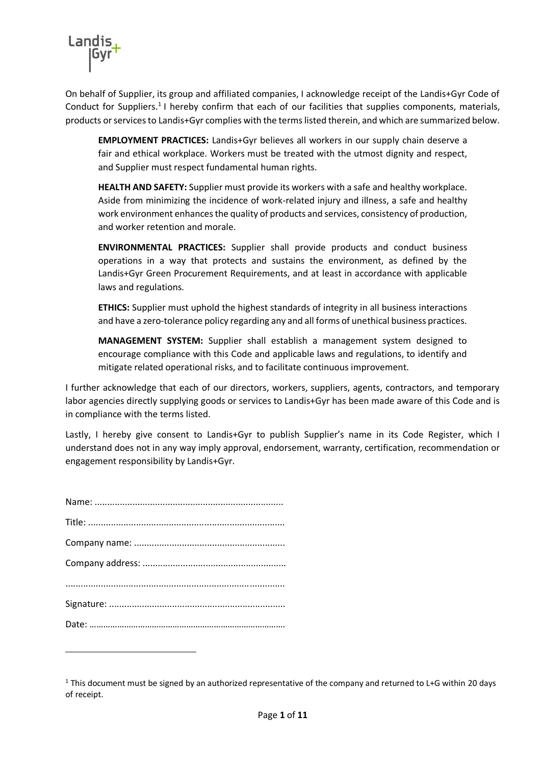Landis+Gyr

On behalf of Supplier, its group and affiliated companies, I acknowledge receipt of the Landis+Gyr Code of Conduct for Suppliers.[1] I hereby confirm that each of our facilities that supplies components, materials, products or services to Landis+Gyr complies with the terms listed therein, and which are summarized below.

> **EMPLOYMENT PRACTICES:** Landis+Gyr believes all workers in our supply chain deserve a fair and ethical workplace. Workers must be treated with the utmost dignity and respect, and Supplier must respect fundamental human rights.
>
> **HEALTH AND SAFETY:** Supplier must provide its workers with a safe and healthy workplace. Aside from minimizing the incidence of work-related injury and illness, a safe and healthy work environment enhances the quality of products and services, consistency of production, and worker retention and morale.
>
> **ENVIRONMENTAL PRACTICES:** Supplier shall provide products and conduct business operations in a way that protects and sustains the environment, as defined by the Landis+Gyr Green Procurement Requirements, and at least in accordance with applicable laws and regulations.
>
> **ETHICS:** Supplier must uphold the highest standards of integrity in all business interactions and have a zero-tolerance policy regarding any and all forms of unethical business practices.
>
> **MANAGEMENT SYSTEM:** Supplier shall establish a management system designed to encourage compliance with this Code and applicable laws and regulations, to identify and mitigate related operational risks, and to facilitate continuous improvement.

I further acknowledge that each of our directors, workers, suppliers, agents, contractors, and temporary labor agencies directly supplying goods or services to Landis+Gyr has been made aware of this Code and is in compliance with the terms listed.

Lastly, I hereby give consent to Landis+Gyr to publish Supplier's name in its Code Register, which I understand does not in any way imply approval, endorsement, warranty, certification, recommendation or engagement responsibility by Landis+Gyr.

Name: ..........................................................................

Title: ............................................................................

Company name: ..........................................................

Company address: .......................................................

......................................................................................

Signature: .....................................................................

Date: ………………………………………………………………………

---

[1] This document must be signed by an authorized representative of the company and returned to L+G within 20 days of receipt.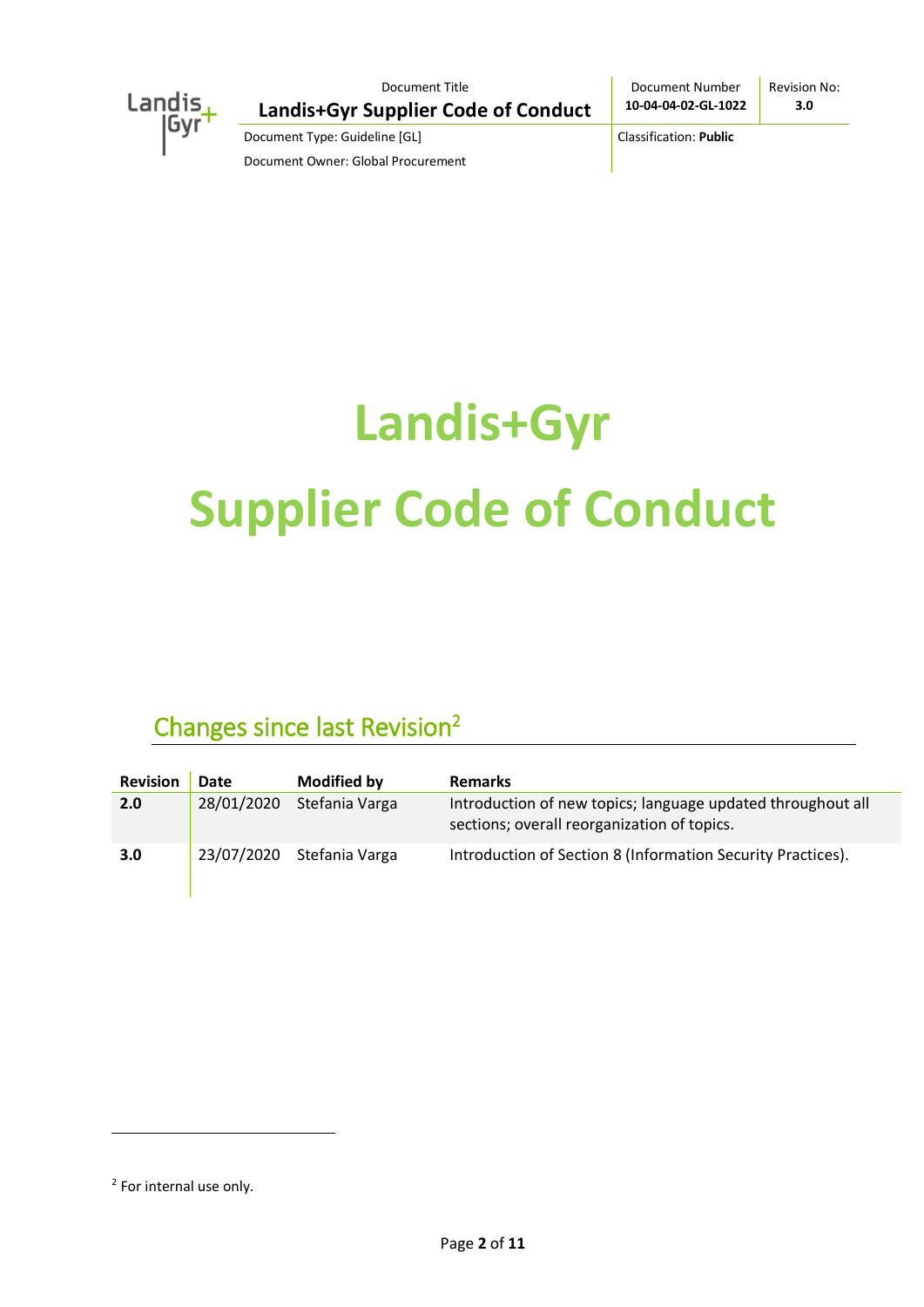# Landis+Gyr

# Supplier Code of Conduct

## Changes since last Revision[2]

| Revision | Date | Modified by | Remarks |
|---|---|---|---|
| **2.0** | 28/01/2020 | Stefania Varga | Introduction of new topics; language updated throughout all sections; overall reorganization of topics. |
| **3.0** | 23/07/2020 | Stefania Varga | Introduction of Section 8 (Information Security Practices). |

[2] For internal use only.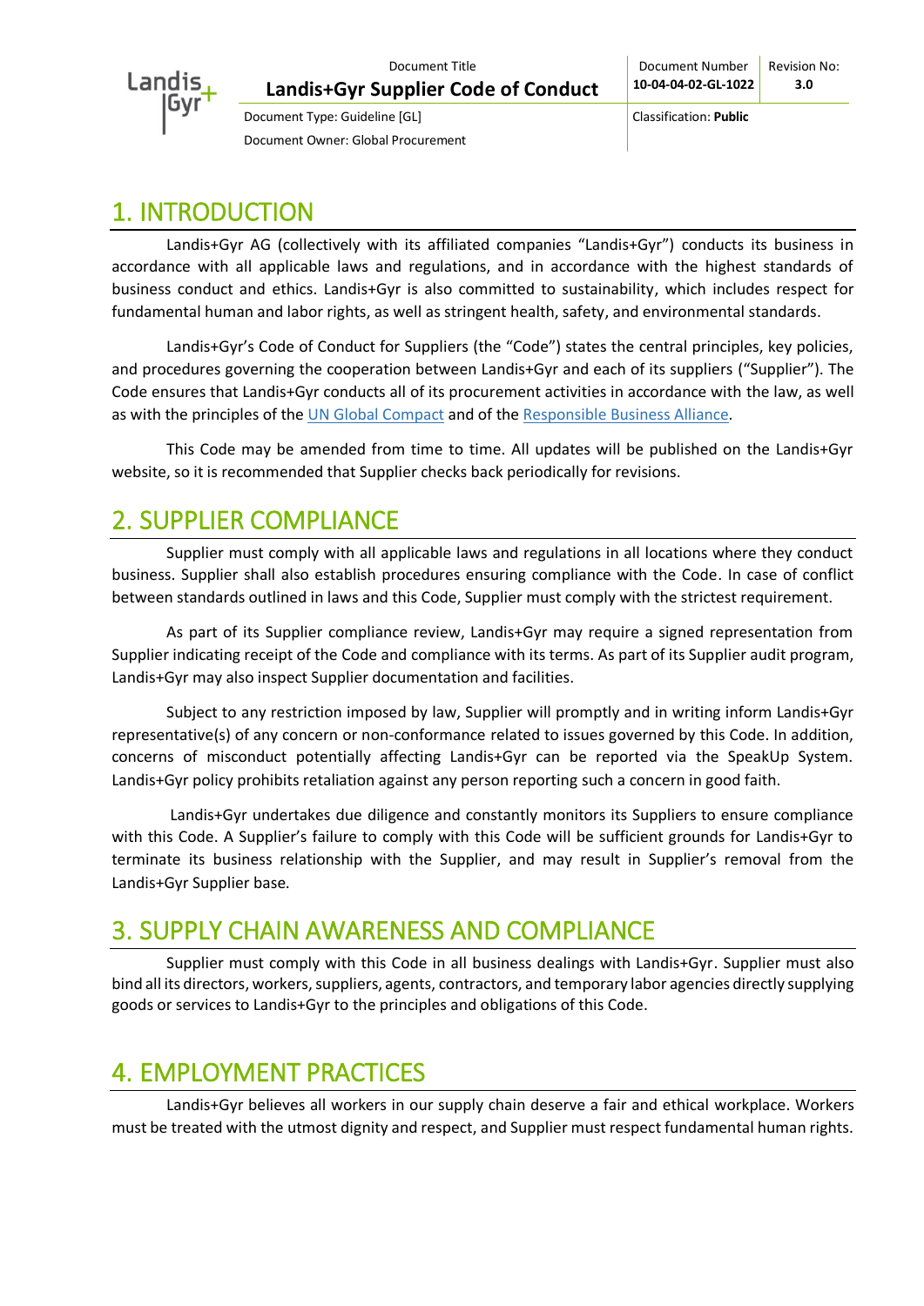# 1. INTRODUCTION

Landis+Gyr AG (collectively with its affiliated companies "Landis+Gyr") conducts its business in accordance with all applicable laws and regulations, and in accordance with the highest standards of business conduct and ethics. Landis+Gyr is also committed to sustainability, which includes respect for fundamental human and labor rights, as well as stringent health, safety, and environmental standards.

Landis+Gyr's Code of Conduct for Suppliers (the "Code") states the central principles, key policies, and procedures governing the cooperation between Landis+Gyr and each of its suppliers ("Supplier"). The Code ensures that Landis+Gyr conducts all of its procurement activities in accordance with the law, as well as with the principles of the UN Global Compact and of the Responsible Business Alliance.

This Code may be amended from time to time. All updates will be published on the Landis+Gyr website, so it is recommended that Supplier checks back periodically for revisions.

# 2. SUPPLIER COMPLIANCE

Supplier must comply with all applicable laws and regulations in all locations where they conduct business. Supplier shall also establish procedures ensuring compliance with the Code. In case of conflict between standards outlined in laws and this Code, Supplier must comply with the strictest requirement.

As part of its Supplier compliance review, Landis+Gyr may require a signed representation from Supplier indicating receipt of the Code and compliance with its terms. As part of its Supplier audit program, Landis+Gyr may also inspect Supplier documentation and facilities.

Subject to any restriction imposed by law, Supplier will promptly and in writing inform Landis+Gyr representative(s) of any concern or non-conformance related to issues governed by this Code. In addition, concerns of misconduct potentially affecting Landis+Gyr can be reported via the SpeakUp System. Landis+Gyr policy prohibits retaliation against any person reporting such a concern in good faith.

Landis+Gyr undertakes due diligence and constantly monitors its Suppliers to ensure compliance with this Code. A Supplier's failure to comply with this Code will be sufficient grounds for Landis+Gyr to terminate its business relationship with the Supplier, and may result in Supplier's removal from the Landis+Gyr Supplier base.

# 3. SUPPLY CHAIN AWARENESS AND COMPLIANCE

Supplier must comply with this Code in all business dealings with Landis+Gyr. Supplier must also bind all its directors, workers, suppliers, agents, contractors, and temporary labor agencies directly supplying goods or services to Landis+Gyr to the principles and obligations of this Code.

# 4. EMPLOYMENT PRACTICES

Landis+Gyr believes all workers in our supply chain deserve a fair and ethical workplace. Workers must be treated with the utmost dignity and respect, and Supplier must respect fundamental human rights.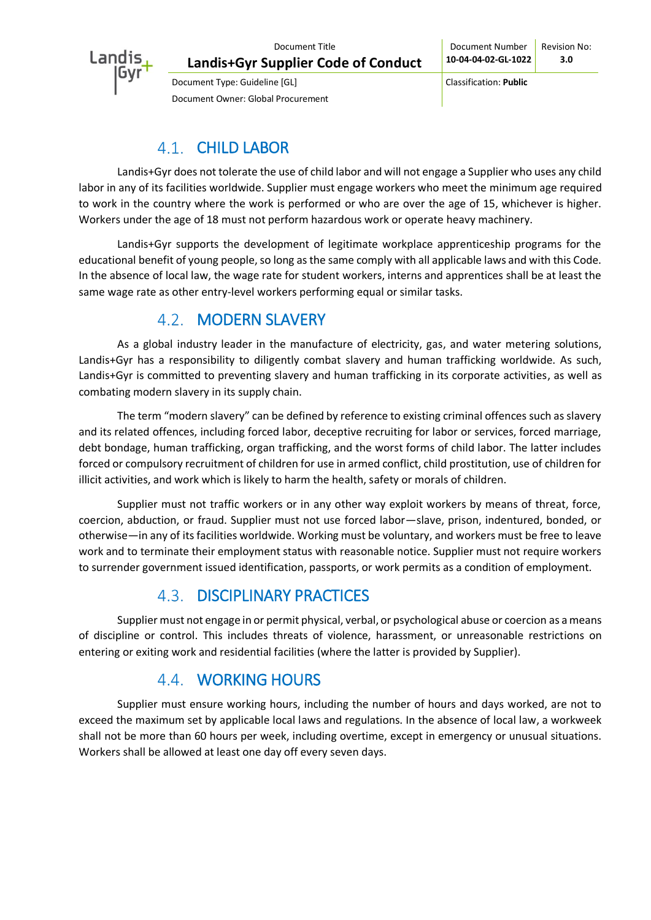## 4.1. CHILD LABOR

Landis+Gyr does not tolerate the use of child labor and will not engage a Supplier who uses any child labor in any of its facilities worldwide. Supplier must engage workers who meet the minimum age required to work in the country where the work is performed or who are over the age of 15, whichever is higher. Workers under the age of 18 must not perform hazardous work or operate heavy machinery.

Landis+Gyr supports the development of legitimate workplace apprenticeship programs for the educational benefit of young people, so long as the same comply with all applicable laws and with this Code. In the absence of local law, the wage rate for student workers, interns and apprentices shall be at least the same wage rate as other entry-level workers performing equal or similar tasks.

## 4.2. MODERN SLAVERY

As a global industry leader in the manufacture of electricity, gas, and water metering solutions, Landis+Gyr has a responsibility to diligently combat slavery and human trafficking worldwide. As such, Landis+Gyr is committed to preventing slavery and human trafficking in its corporate activities, as well as combating modern slavery in its supply chain.

The term "modern slavery" can be defined by reference to existing criminal offences such as slavery and its related offences, including forced labor, deceptive recruiting for labor or services, forced marriage, debt bondage, human trafficking, organ trafficking, and the worst forms of child labor. The latter includes forced or compulsory recruitment of children for use in armed conflict, child prostitution, use of children for illicit activities, and work which is likely to harm the health, safety or morals of children.

Supplier must not traffic workers or in any other way exploit workers by means of threat, force, coercion, abduction, or fraud. Supplier must not use forced labor—slave, prison, indentured, bonded, or otherwise—in any of its facilities worldwide. Working must be voluntary, and workers must be free to leave work and to terminate their employment status with reasonable notice. Supplier must not require workers to surrender government issued identification, passports, or work permits as a condition of employment.

## 4.3. DISCIPLINARY PRACTICES

Supplier must not engage in or permit physical, verbal, or psychological abuse or coercion as a means of discipline or control. This includes threats of violence, harassment, or unreasonable restrictions on entering or exiting work and residential facilities (where the latter is provided by Supplier).

## 4.4. WORKING HOURS

Supplier must ensure working hours, including the number of hours and days worked, are not to exceed the maximum set by applicable local laws and regulations. In the absence of local law, a workweek shall not be more than 60 hours per week, including overtime, except in emergency or unusual situations. Workers shall be allowed at least one day off every seven days.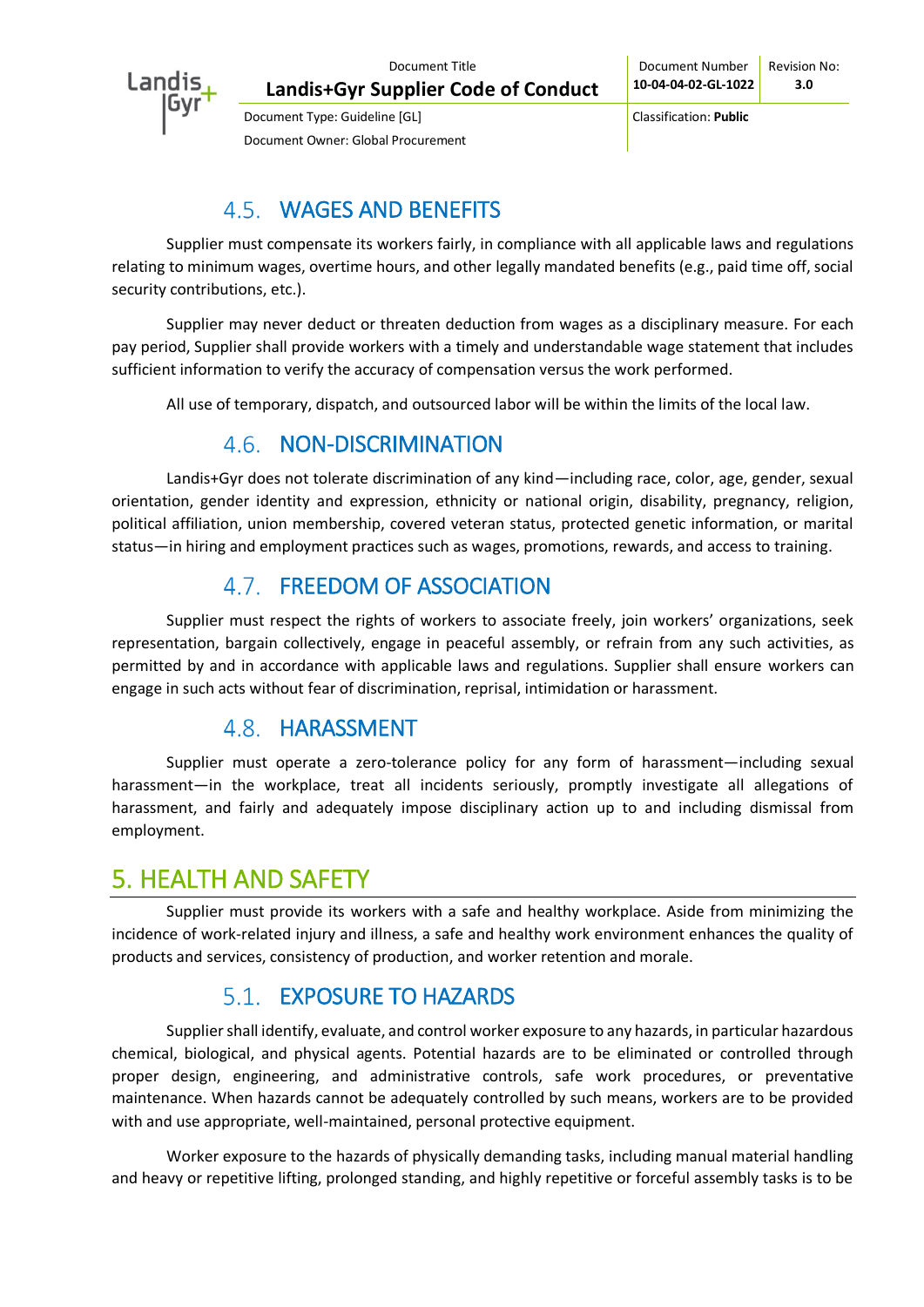### 4.5. WAGES AND BENEFITS

Supplier must compensate its workers fairly, in compliance with all applicable laws and regulations relating to minimum wages, overtime hours, and other legally mandated benefits (e.g., paid time off, social security contributions, etc.).

Supplier may never deduct or threaten deduction from wages as a disciplinary measure. For each pay period, Supplier shall provide workers with a timely and understandable wage statement that includes sufficient information to verify the accuracy of compensation versus the work performed.

All use of temporary, dispatch, and outsourced labor will be within the limits of the local law.

### 4.6. NON-DISCRIMINATION

Landis+Gyr does not tolerate discrimination of any kind—including race, color, age, gender, sexual orientation, gender identity and expression, ethnicity or national origin, disability, pregnancy, religion, political affiliation, union membership, covered veteran status, protected genetic information, or marital status—in hiring and employment practices such as wages, promotions, rewards, and access to training.

### 4.7. FREEDOM OF ASSOCIATION

Supplier must respect the rights of workers to associate freely, join workers' organizations, seek representation, bargain collectively, engage in peaceful assembly, or refrain from any such activities, as permitted by and in accordance with applicable laws and regulations. Supplier shall ensure workers can engage in such acts without fear of discrimination, reprisal, intimidation or harassment.

### 4.8. HARASSMENT

Supplier must operate a zero-tolerance policy for any form of harassment—including sexual harassment—in the workplace, treat all incidents seriously, promptly investigate all allegations of harassment, and fairly and adequately impose disciplinary action up to and including dismissal from employment.

## 5. HEALTH AND SAFETY

Supplier must provide its workers with a safe and healthy workplace. Aside from minimizing the incidence of work-related injury and illness, a safe and healthy work environment enhances the quality of products and services, consistency of production, and worker retention and morale.

### 5.1. EXPOSURE TO HAZARDS

Supplier shall identify, evaluate, and control worker exposure to any hazards, in particular hazardous chemical, biological, and physical agents. Potential hazards are to be eliminated or controlled through proper design, engineering, and administrative controls, safe work procedures, or preventative maintenance. When hazards cannot be adequately controlled by such means, workers are to be provided with and use appropriate, well-maintained, personal protective equipment.

Worker exposure to the hazards of physically demanding tasks, including manual material handling and heavy or repetitive lifting, prolonged standing, and highly repetitive or forceful assembly tasks is to be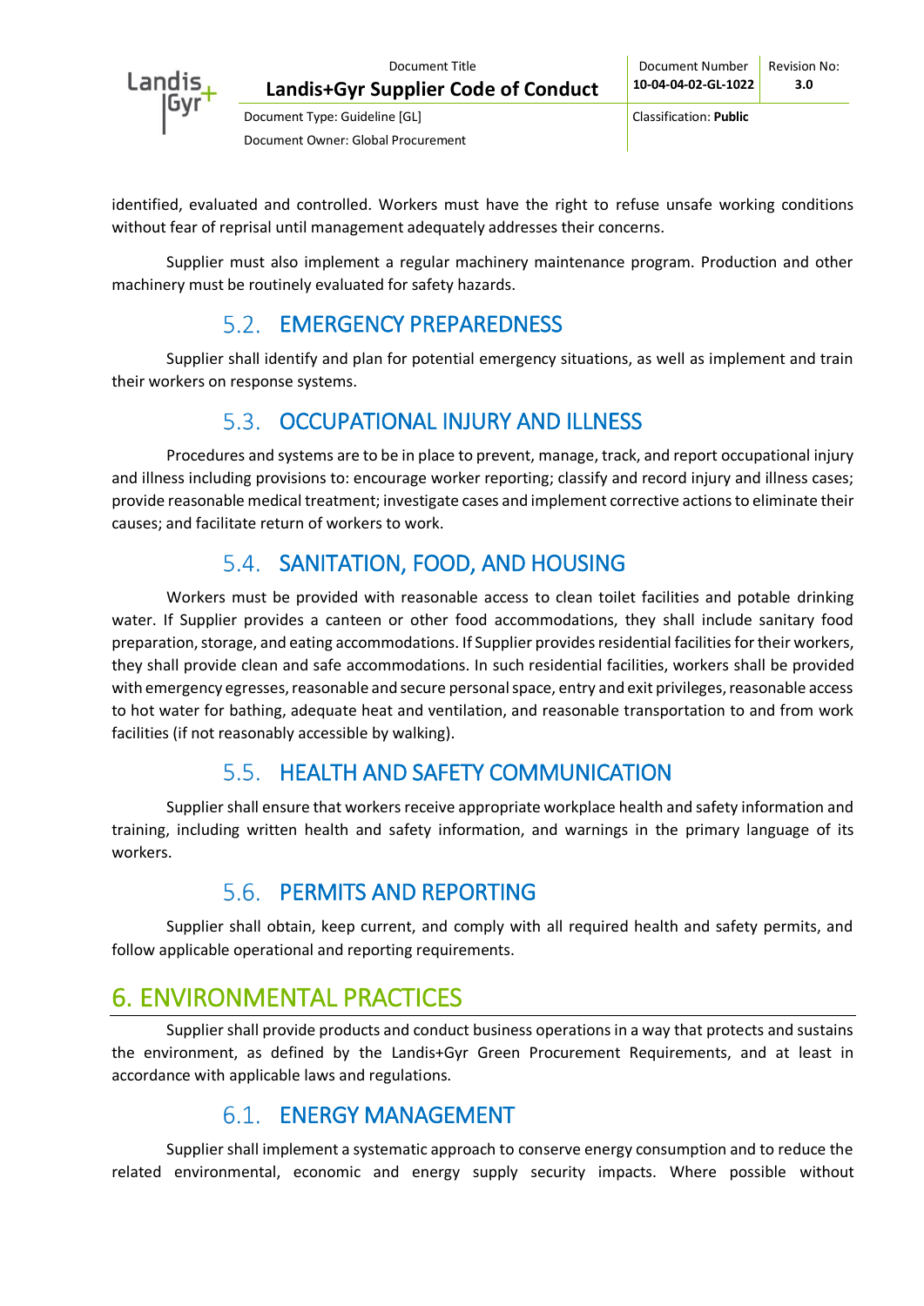identified, evaluated and controlled. Workers must have the right to refuse unsafe working conditions without fear of reprisal until management adequately addresses their concerns.

Supplier must also implement a regular machinery maintenance program. Production and other machinery must be routinely evaluated for safety hazards.

## 5.2. EMERGENCY PREPAREDNESS

Supplier shall identify and plan for potential emergency situations, as well as implement and train their workers on response systems.

## 5.3. OCCUPATIONAL INJURY AND ILLNESS

Procedures and systems are to be in place to prevent, manage, track, and report occupational injury and illness including provisions to: encourage worker reporting; classify and record injury and illness cases; provide reasonable medical treatment; investigate cases and implement corrective actions to eliminate their causes; and facilitate return of workers to work.

## 5.4. SANITATION, FOOD, AND HOUSING

Workers must be provided with reasonable access to clean toilet facilities and potable drinking water. If Supplier provides a canteen or other food accommodations, they shall include sanitary food preparation, storage, and eating accommodations. If Supplier provides residential facilities for their workers, they shall provide clean and safe accommodations. In such residential facilities, workers shall be provided with emergency egresses, reasonable and secure personal space, entry and exit privileges, reasonable access to hot water for bathing, adequate heat and ventilation, and reasonable transportation to and from work facilities (if not reasonably accessible by walking).

## 5.5. HEALTH AND SAFETY COMMUNICATION

Supplier shall ensure that workers receive appropriate workplace health and safety information and training, including written health and safety information, and warnings in the primary language of its workers.

## 5.6. PERMITS AND REPORTING

Supplier shall obtain, keep current, and comply with all required health and safety permits, and follow applicable operational and reporting requirements.

# 6. ENVIRONMENTAL PRACTICES

Supplier shall provide products and conduct business operations in a way that protects and sustains the environment, as defined by the Landis+Gyr Green Procurement Requirements, and at least in accordance with applicable laws and regulations.

## 6.1. ENERGY MANAGEMENT

Supplier shall implement a systematic approach to conserve energy consumption and to reduce the related environmental, economic and energy supply security impacts. Where possible without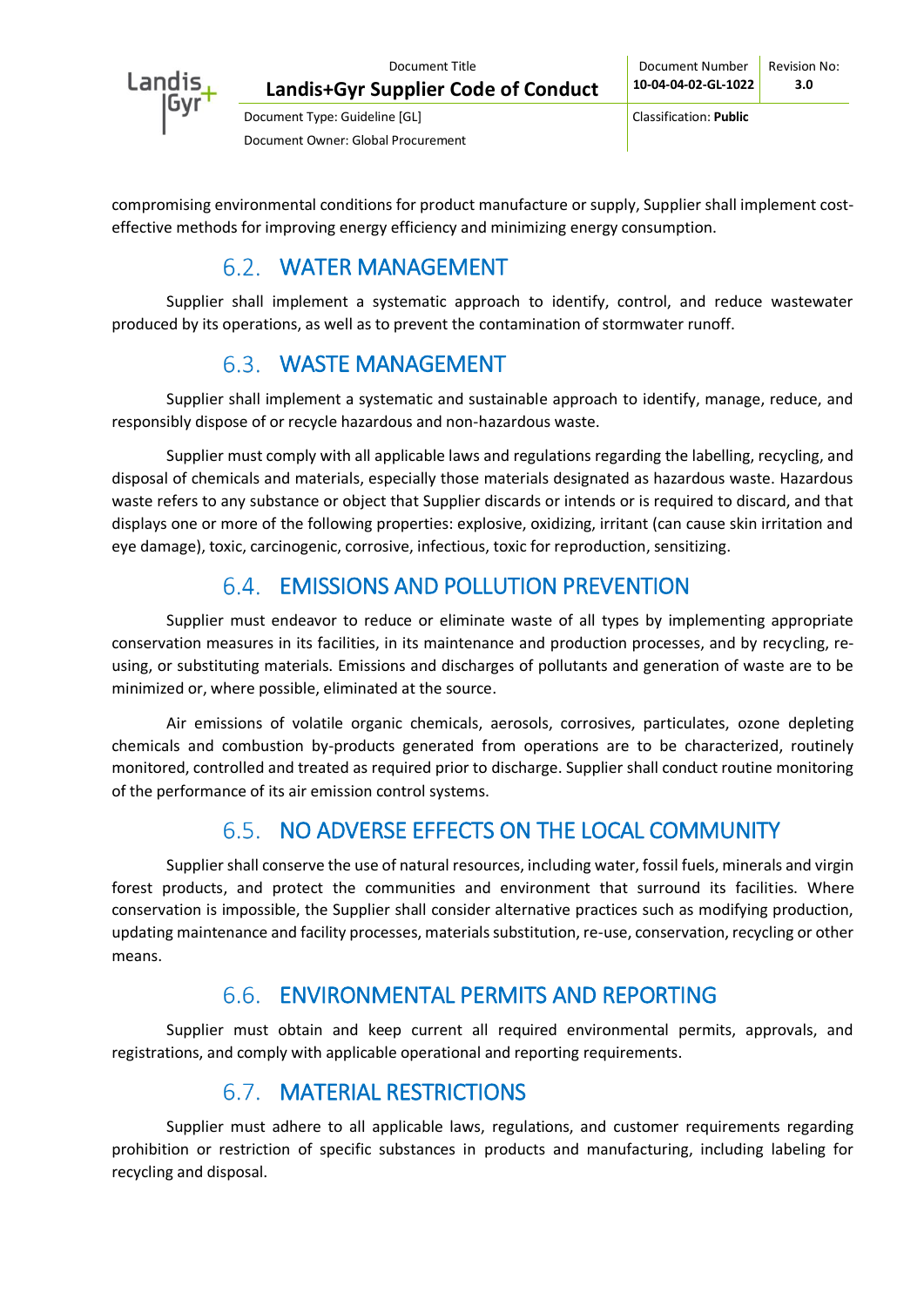compromising environmental conditions for product manufacture or supply, Supplier shall implement cost-effective methods for improving energy efficiency and minimizing energy consumption.

## 6.2. WATER MANAGEMENT

Supplier shall implement a systematic approach to identify, control, and reduce wastewater produced by its operations, as well as to prevent the contamination of stormwater runoff.

## 6.3. WASTE MANAGEMENT

Supplier shall implement a systematic and sustainable approach to identify, manage, reduce, and responsibly dispose of or recycle hazardous and non-hazardous waste.

Supplier must comply with all applicable laws and regulations regarding the labelling, recycling, and disposal of chemicals and materials, especially those materials designated as hazardous waste. Hazardous waste refers to any substance or object that Supplier discards or intends or is required to discard, and that displays one or more of the following properties: explosive, oxidizing, irritant (can cause skin irritation and eye damage), toxic, carcinogenic, corrosive, infectious, toxic for reproduction, sensitizing.

## 6.4. EMISSIONS AND POLLUTION PREVENTION

Supplier must endeavor to reduce or eliminate waste of all types by implementing appropriate conservation measures in its facilities, in its maintenance and production processes, and by recycling, re-using, or substituting materials. Emissions and discharges of pollutants and generation of waste are to be minimized or, where possible, eliminated at the source.

Air emissions of volatile organic chemicals, aerosols, corrosives, particulates, ozone depleting chemicals and combustion by-products generated from operations are to be characterized, routinely monitored, controlled and treated as required prior to discharge. Supplier shall conduct routine monitoring of the performance of its air emission control systems.

## 6.5. NO ADVERSE EFFECTS ON THE LOCAL COMMUNITY

Supplier shall conserve the use of natural resources, including water, fossil fuels, minerals and virgin forest products, and protect the communities and environment that surround its facilities. Where conservation is impossible, the Supplier shall consider alternative practices such as modifying production, updating maintenance and facility processes, materials substitution, re-use, conservation, recycling or other means.

## 6.6. ENVIRONMENTAL PERMITS AND REPORTING

Supplier must obtain and keep current all required environmental permits, approvals, and registrations, and comply with applicable operational and reporting requirements.

## 6.7. MATERIAL RESTRICTIONS

Supplier must adhere to all applicable laws, regulations, and customer requirements regarding prohibition or restriction of specific substances in products and manufacturing, including labeling for recycling and disposal.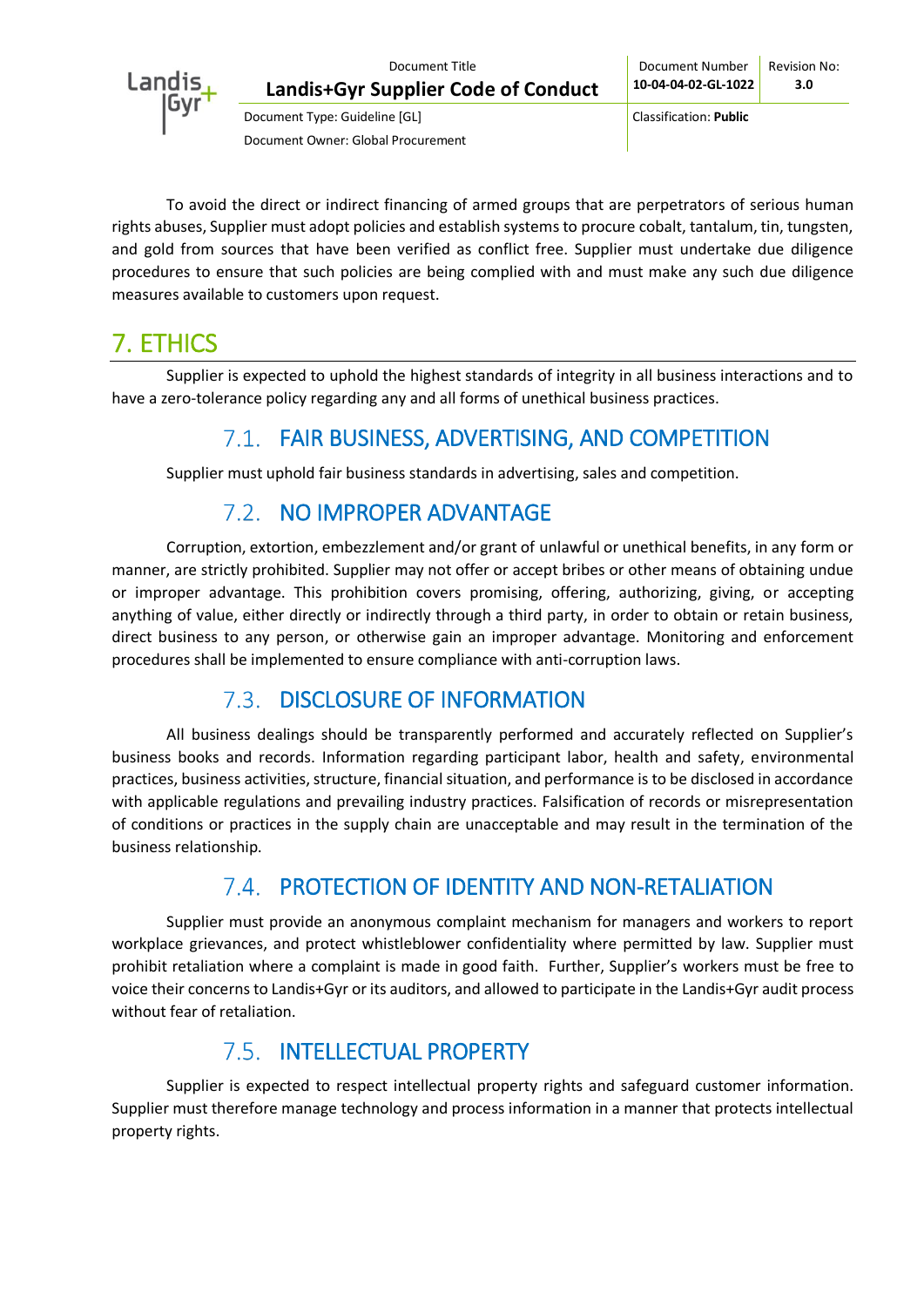To avoid the direct or indirect financing of armed groups that are perpetrators of serious human rights abuses, Supplier must adopt policies and establish systems to procure cobalt, tantalum, tin, tungsten, and gold from sources that have been verified as conflict free. Supplier must undertake due diligence procedures to ensure that such policies are being complied with and must make any such due diligence measures available to customers upon request.

# 7. ETHICS

Supplier is expected to uphold the highest standards of integrity in all business interactions and to have a zero-tolerance policy regarding any and all forms of unethical business practices.

## 7.1. FAIR BUSINESS, ADVERTISING, AND COMPETITION

Supplier must uphold fair business standards in advertising, sales and competition.

## 7.2. NO IMPROPER ADVANTAGE

Corruption, extortion, embezzlement and/or grant of unlawful or unethical benefits, in any form or manner, are strictly prohibited. Supplier may not offer or accept bribes or other means of obtaining undue or improper advantage. This prohibition covers promising, offering, authorizing, giving, or accepting anything of value, either directly or indirectly through a third party, in order to obtain or retain business, direct business to any person, or otherwise gain an improper advantage. Monitoring and enforcement procedures shall be implemented to ensure compliance with anti-corruption laws.

## 7.3. DISCLOSURE OF INFORMATION

All business dealings should be transparently performed and accurately reflected on Supplier's business books and records. Information regarding participant labor, health and safety, environmental practices, business activities, structure, financial situation, and performance is to be disclosed in accordance with applicable regulations and prevailing industry practices. Falsification of records or misrepresentation of conditions or practices in the supply chain are unacceptable and may result in the termination of the business relationship.

## 7.4. PROTECTION OF IDENTITY AND NON-RETALIATION

Supplier must provide an anonymous complaint mechanism for managers and workers to report workplace grievances, and protect whistleblower confidentiality where permitted by law. Supplier must prohibit retaliation where a complaint is made in good faith. Further, Supplier's workers must be free to voice their concerns to Landis+Gyr or its auditors, and allowed to participate in the Landis+Gyr audit process without fear of retaliation.

## 7.5. INTELLECTUAL PROPERTY

Supplier is expected to respect intellectual property rights and safeguard customer information. Supplier must therefore manage technology and process information in a manner that protects intellectual property rights.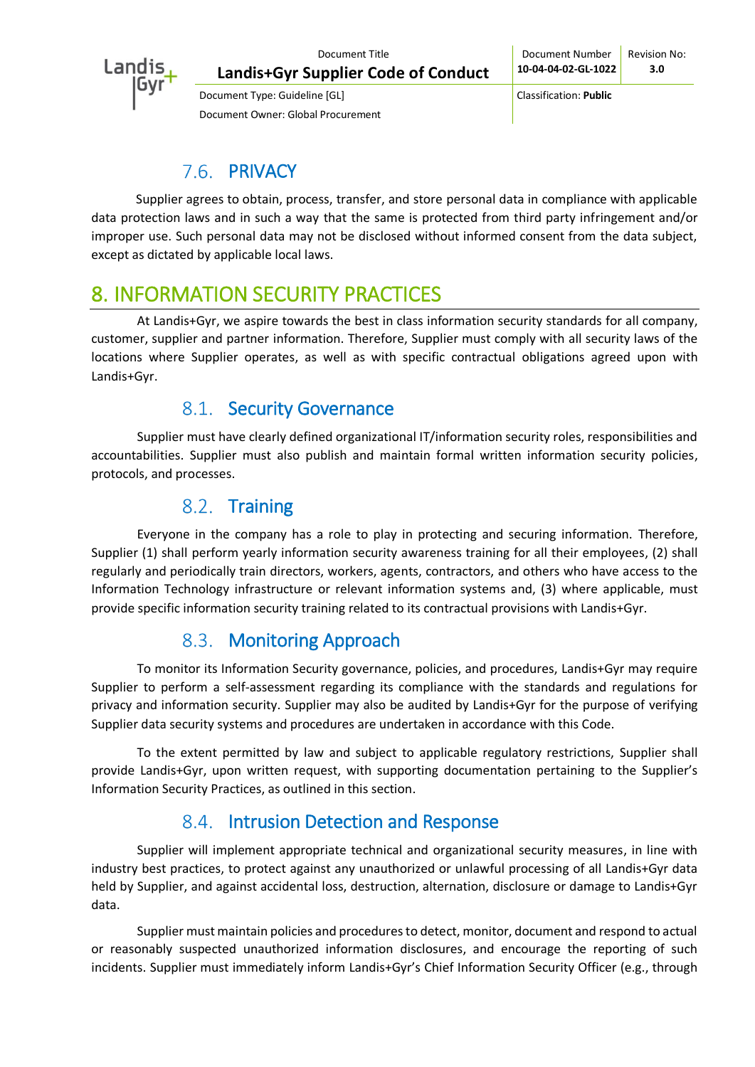### 7.6. PRIVACY

Supplier agrees to obtain, process, transfer, and store personal data in compliance with applicable data protection laws and in such a way that the same is protected from third party infringement and/or improper use. Such personal data may not be disclosed without informed consent from the data subject, except as dictated by applicable local laws.

## 8. INFORMATION SECURITY PRACTICES

At Landis+Gyr, we aspire towards the best in class information security standards for all company, customer, supplier and partner information. Therefore, Supplier must comply with all security laws of the locations where Supplier operates, as well as with specific contractual obligations agreed upon with Landis+Gyr.

### 8.1. Security Governance

Supplier must have clearly defined organizational IT/information security roles, responsibilities and accountabilities. Supplier must also publish and maintain formal written information security policies, protocols, and processes.

### 8.2. Training

Everyone in the company has a role to play in protecting and securing information. Therefore, Supplier (1) shall perform yearly information security awareness training for all their employees, (2) shall regularly and periodically train directors, workers, agents, contractors, and others who have access to the Information Technology infrastructure or relevant information systems and, (3) where applicable, must provide specific information security training related to its contractual provisions with Landis+Gyr.

### 8.3. Monitoring Approach

To monitor its Information Security governance, policies, and procedures, Landis+Gyr may require Supplier to perform a self-assessment regarding its compliance with the standards and regulations for privacy and information security. Supplier may also be audited by Landis+Gyr for the purpose of verifying Supplier data security systems and procedures are undertaken in accordance with this Code.

To the extent permitted by law and subject to applicable regulatory restrictions, Supplier shall provide Landis+Gyr, upon written request, with supporting documentation pertaining to the Supplier's Information Security Practices, as outlined in this section.

### 8.4. Intrusion Detection and Response

Supplier will implement appropriate technical and organizational security measures, in line with industry best practices, to protect against any unauthorized or unlawful processing of all Landis+Gyr data held by Supplier, and against accidental loss, destruction, alternation, disclosure or damage to Landis+Gyr data.

Supplier must maintain policies and procedures to detect, monitor, document and respond to actual or reasonably suspected unauthorized information disclosures, and encourage the reporting of such incidents. Supplier must immediately inform Landis+Gyr's Chief Information Security Officer (e.g., through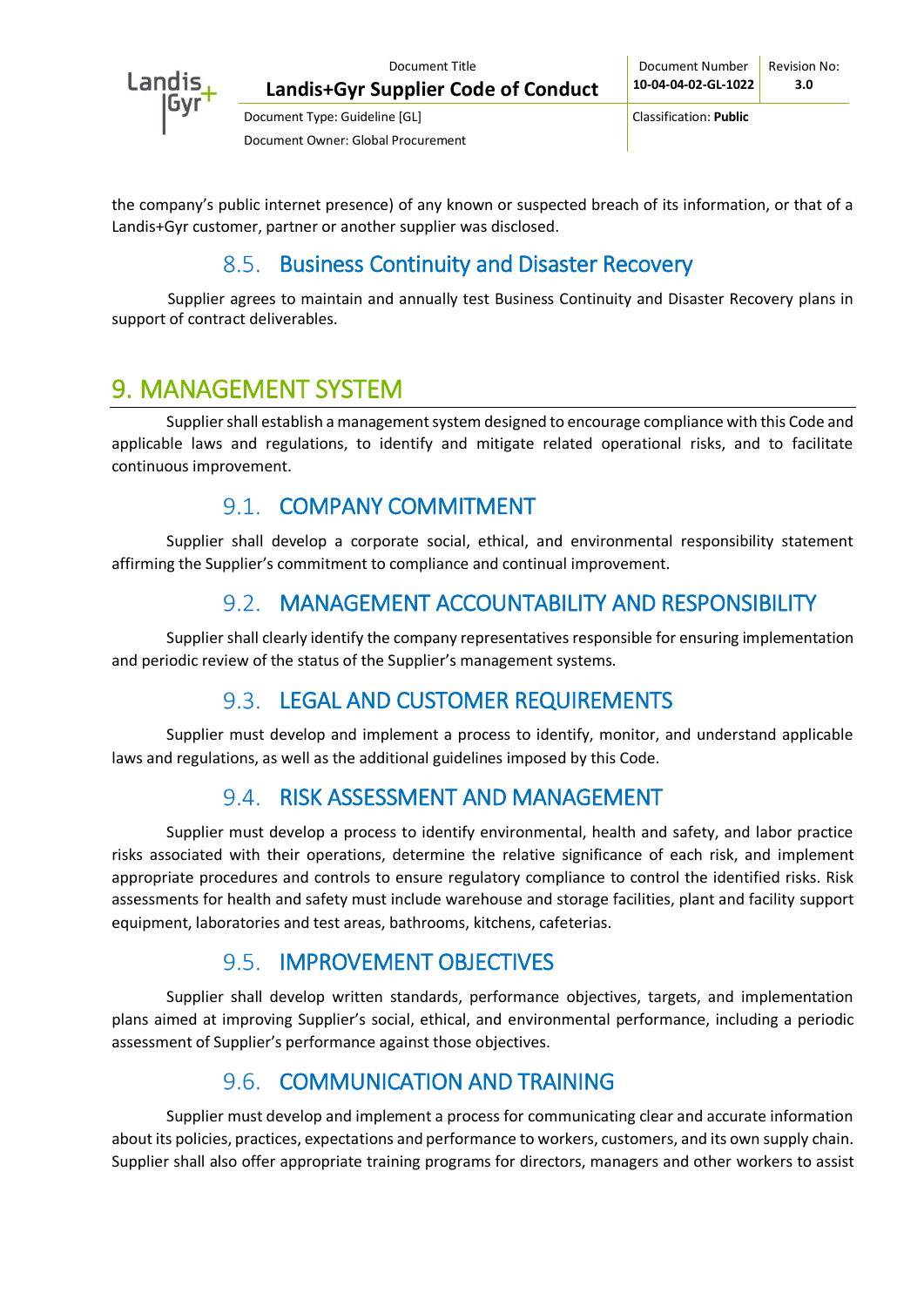the company's public internet presence) of any known or suspected breach of its information, or that of a Landis+Gyr customer, partner or another supplier was disclosed.

### 8.5. Business Continuity and Disaster Recovery

Supplier agrees to maintain and annually test Business Continuity and Disaster Recovery plans in support of contract deliverables.

## 9. MANAGEMENT SYSTEM

Supplier shall establish a management system designed to encourage compliance with this Code and applicable laws and regulations, to identify and mitigate related operational risks, and to facilitate continuous improvement.

### 9.1. COMPANY COMMITMENT

Supplier shall develop a corporate social, ethical, and environmental responsibility statement affirming the Supplier's commitment to compliance and continual improvement.

### 9.2. MANAGEMENT ACCOUNTABILITY AND RESPONSIBILITY

Supplier shall clearly identify the company representatives responsible for ensuring implementation and periodic review of the status of the Supplier's management systems.

### 9.3. LEGAL AND CUSTOMER REQUIREMENTS

Supplier must develop and implement a process to identify, monitor, and understand applicable laws and regulations, as well as the additional guidelines imposed by this Code.

### 9.4. RISK ASSESSMENT AND MANAGEMENT

Supplier must develop a process to identify environmental, health and safety, and labor practice risks associated with their operations, determine the relative significance of each risk, and implement appropriate procedures and controls to ensure regulatory compliance to control the identified risks. Risk assessments for health and safety must include warehouse and storage facilities, plant and facility support equipment, laboratories and test areas, bathrooms, kitchens, cafeterias.

### 9.5. IMPROVEMENT OBJECTIVES

Supplier shall develop written standards, performance objectives, targets, and implementation plans aimed at improving Supplier's social, ethical, and environmental performance, including a periodic assessment of Supplier's performance against those objectives.

### 9.6. COMMUNICATION AND TRAINING

Supplier must develop and implement a process for communicating clear and accurate information about its policies, practices, expectations and performance to workers, customers, and its own supply chain. Supplier shall also offer appropriate training programs for directors, managers and other workers to assist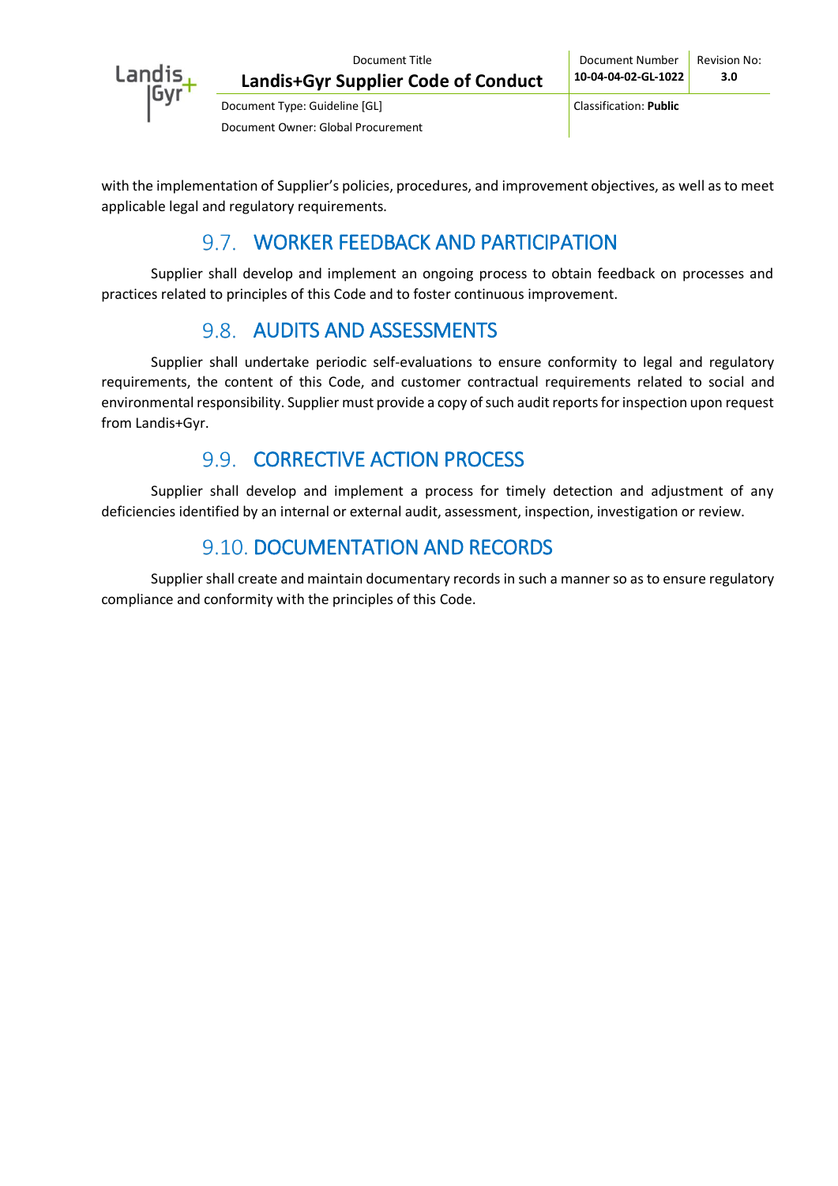with the implementation of Supplier's policies, procedures, and improvement objectives, as well as to meet applicable legal and regulatory requirements.

## 9.7. WORKER FEEDBACK AND PARTICIPATION

Supplier shall develop and implement an ongoing process to obtain feedback on processes and practices related to principles of this Code and to foster continuous improvement.

## 9.8. AUDITS AND ASSESSMENTS

Supplier shall undertake periodic self-evaluations to ensure conformity to legal and regulatory requirements, the content of this Code, and customer contractual requirements related to social and environmental responsibility. Supplier must provide a copy of such audit reports for inspection upon request from Landis+Gyr.

## 9.9. CORRECTIVE ACTION PROCESS

Supplier shall develop and implement a process for timely detection and adjustment of any deficiencies identified by an internal or external audit, assessment, inspection, investigation or review.

## 9.10. DOCUMENTATION AND RECORDS

Supplier shall create and maintain documentary records in such a manner so as to ensure regulatory compliance and conformity with the principles of this Code.